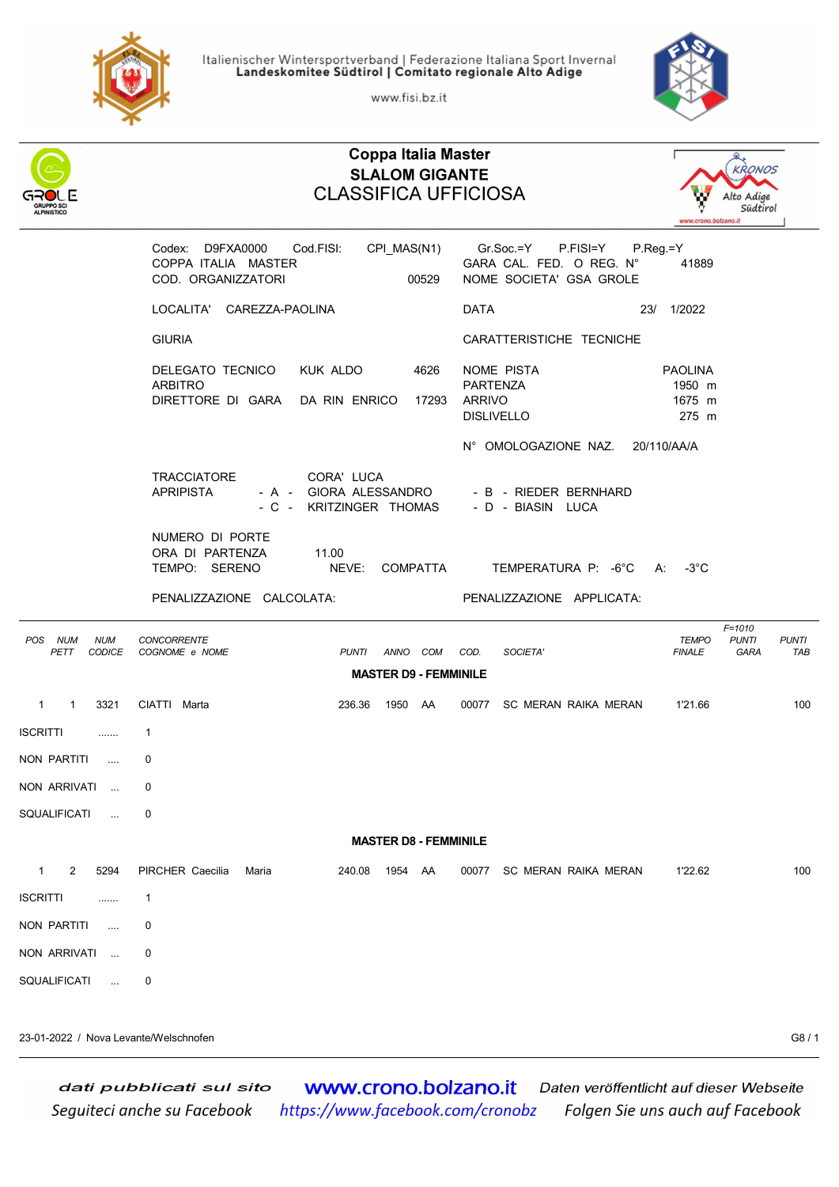Italienischer Wintersportverband | Federazione Italiana Sport Invernali
**Landeskomitee Südtirol | Comitato regionale Alto Adige**

www.fisi.bz.it

# Coppa Italia Master
## SLALOM GIGANTE
## CLASSIFICA UFFICIOSA

| | | | |
|---|---|---|---|
| Codex: D9FXA0000 Cod.FISI: CPI_MAS(N1) | | Gr.Soc.=Y P.FISI=Y P.Reg.=Y | |
| COPPA ITALIA MASTER | | GARA CAL. FED. O REG. N° | 41889 |
| COD. ORGANIZZATORI | 00529 | NOME SOCIETA' GSA GROLE | |
| LOCALITA' CAREZZA-PAOLINA | | DATA | 23/ 1/2022 |
| GIURIA | | CARATTERISTICHE TECNICHE | |
| DELEGATO TECNICO KUK ALDO | 4626 | NOME PISTA | PAOLINA |
| ARBITRO | | PARTENZA | 1950 m |
| DIRETTORE DI GARA DA RIN ENRICO | 17293 | ARRIVO | 1675 m |
| | | DISLIVELLO | 275 m |
| | | N° OMOLOGAZIONE NAZ. | 20/110/AA/A |

TRACCIATORE CORA' LUCA
APRIPISTA - A - GIORA ALESSANDRO - B - RIEDER BERNHARD
- C - KRITZINGER THOMAS - D - BIASIN LUCA

NUMERO DI PORTE
ORA DI PARTENZA 11.00
TEMPO: SERENO NEVE: COMPATTA TEMPERATURA P: -6°C A: -3°C

PENALIZZAZIONE CALCOLATA: PENALIZZAZIONE APPLICATA:

F=1010

### MASTER D9 - FEMMINILE

| POS | NUM PETT | NUM CODICE | CONCORRENTE COGNOME e NOME | PUNTI | ANNO | COM | COD. | SOCIETA' | TEMPO FINALE | PUNTI GARA | PUNTI TAB |
|---|---|---|---|---|---|---|---|---|---|---|---|
| 1 | 1 | 3321 | CIATTI Marta | 236.36 | 1950 | AA | 00077 | SC MERAN RAIKA MERAN | 1'21.66 | | 100 |

ISCRITTI ....... 1
NON PARTITI .... 0
NON ARRIVATI ... 0
SQUALIFICATI ... 0

### MASTER D8 - FEMMINILE

| POS | NUM PETT | NUM CODICE | CONCORRENTE COGNOME e NOME | PUNTI | ANNO | COM | COD. | SOCIETA' | TEMPO FINALE | PUNTI GARA | PUNTI TAB |
|---|---|---|---|---|---|---|---|---|---|---|---|
| 1 | 2 | 5294 | PIRCHER Caecilia Maria | 240.08 | 1954 | AA | 00077 | SC MERAN RAIKA MERAN | 1'22.62 | | 100 |

ISCRITTI ....... 1
NON PARTITI .... 0
NON ARRIVATI ... 0
SQUALIFICATI ... 0

23-01-2022 / Nova Levante/Welschnofen

dati pubblicati sul sito www.crono.bolzano.it Daten veröffentlicht auf dieser Webseite
Seguiteci anche su Facebook https://www.facebook.com/cronobz Folgen Sie uns auch auf Facebook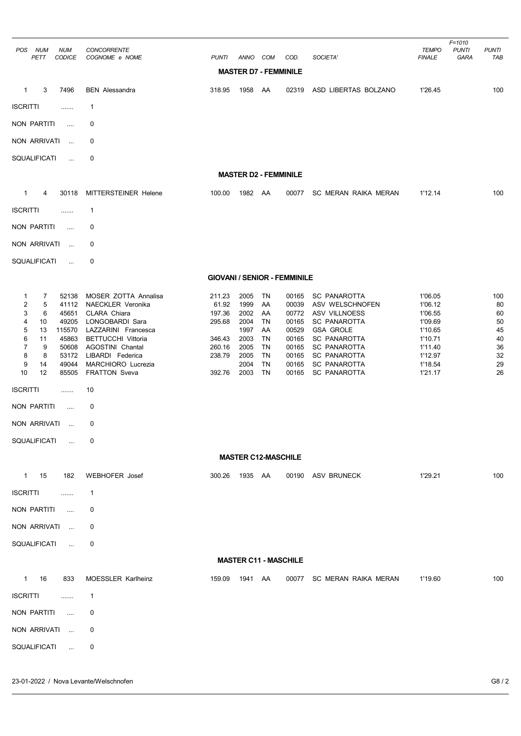| POS | NUM PETT | NUM CODICE | CONCORRENTE COGNOME e NOME | PUNTI | ANNO | COM | COD. | SOCIETA' | TEMPO FINALE | F=1010 PUNTI GARA | PUNTI TAB |
|---|---|---|---|---|---|---|---|---|---|---|---|

**MASTER D7 - FEMMINILE**

| POS | NUM PETT | NUM CODICE | CONCORRENTE COGNOME e NOME | PUNTI | ANNO | COM | COD. | SOCIETA' | TEMPO FINALE | PUNTI GARA | PUNTI TAB |
|---|---|---|---|---|---|---|---|---|---|---|---|
| 1 | 3 | 7496 | BEN Alessandra | 318.95 | 1958 | AA | 02319 | ASD LIBERTAS BOLZANO | 1'26.45 | | 100 |

ISCRITTI ....... 1

NON PARTITI .... 0

NON ARRIVATI ... 0

SQUALIFICATI ... 0

**MASTER D2 - FEMMINILE**

| POS | NUM PETT | NUM CODICE | CONCORRENTE COGNOME e NOME | PUNTI | ANNO | COM | COD. | SOCIETA' | TEMPO FINALE | PUNTI GARA | PUNTI TAB |
|---|---|---|---|---|---|---|---|---|---|---|---|
| 1 | 4 | 30118 | MITTERSTEINER Helene | 100.00 | 1982 | AA | 00077 | SC MERAN RAIKA MERAN | 1'12.14 | | 100 |

ISCRITTI ....... 1

NON PARTITI .... 0

NON ARRIVATI ... 0

SQUALIFICATI ... 0

**GIOVANI / SENIOR - FEMMINILE**

| POS | NUM PETT | NUM CODICE | CONCORRENTE COGNOME e NOME | PUNTI | ANNO | COM | COD. | SOCIETA' | TEMPO FINALE | PUNTI GARA | PUNTI TAB |
|---|---|---|---|---|---|---|---|---|---|---|---|
| 1 | 7 | 52138 | MOSER ZOTTA Annalisa | 211.23 | 2005 | TN | 00165 | SC PANAROTTA | 1'06.05 | | 100 |
| 2 | 5 | 41112 | NAECKLER Veronika | 61.92 | 1999 | AA | 00039 | ASV WELSCHNOFEN | 1'06.12 | | 80 |
| 3 | 6 | 45651 | CLARA Chiara | 197.36 | 2002 | AA | 00772 | ASV VILLNOESS | 1'06.55 | | 60 |
| 4 | 10 | 49205 | LONGOBARDI Sara | 295.68 | 2004 | TN | 00165 | SC PANAROTTA | 1'09.69 | | 50 |
| 5 | 13 | 115570 | LAZZARINI Francesca | | 1997 | AA | 00529 | GSA GROLE | 1'10.65 | | 45 |
| 6 | 11 | 45863 | BETTUCCHI Vittoria | 346.43 | 2003 | TN | 00165 | SC PANAROTTA | 1'10.71 | | 40 |
| 7 | 9 | 50608 | AGOSTINI Chantal | 260.16 | 2005 | TN | 00165 | SC PANAROTTA | 1'11.40 | | 36 |
| 8 | 8 | 53172 | LIBARDI Federica | 238.79 | 2005 | TN | 00165 | SC PANAROTTA | 1'12.97 | | 32 |
| 9 | 14 | 49044 | MARCHIORO Lucrezia | | 2004 | TN | 00165 | SC PANAROTTA | 1'18.54 | | 29 |
| 10 | 12 | 85505 | FRATTON Sveva | 392.76 | 2003 | TN | 00165 | SC PANAROTTA | 1'21.17 | | 26 |

ISCRITTI ....... 10

NON PARTITI .... 0

NON ARRIVATI ... 0

SQUALIFICATI ... 0

**MASTER C12-MASCHILE**

| POS | NUM PETT | NUM CODICE | CONCORRENTE COGNOME e NOME | PUNTI | ANNO | COM | COD. | SOCIETA' | TEMPO FINALE | PUNTI GARA | PUNTI TAB |
|---|---|---|---|---|---|---|---|---|---|---|---|
| 1 | 15 | 182 | WEBHOFER Josef | 300.26 | 1935 | AA | 00190 | ASV BRUNECK | 1'29.21 | | 100 |

ISCRITTI ....... 1

NON PARTITI .... 0

NON ARRIVATI ... 0

SQUALIFICATI ... 0

**MASTER C11 - MASCHILE**

| POS | NUM PETT | NUM CODICE | CONCORRENTE COGNOME e NOME | PUNTI | ANNO | COM | COD. | SOCIETA' | TEMPO FINALE | PUNTI GARA | PUNTI TAB |
|---|---|---|---|---|---|---|---|---|---|---|---|
| 1 | 16 | 833 | MOESSLER Karlheinz | 159.09 | 1941 | AA | 00077 | SC MERAN RAIKA MERAN | 1'19.60 | | 100 |

ISCRITTI ....... 1

NON PARTITI .... 0

NON ARRIVATI ... 0

SQUALIFICATI ... 0

23-01-2022 / Nova Levante/Welschnofen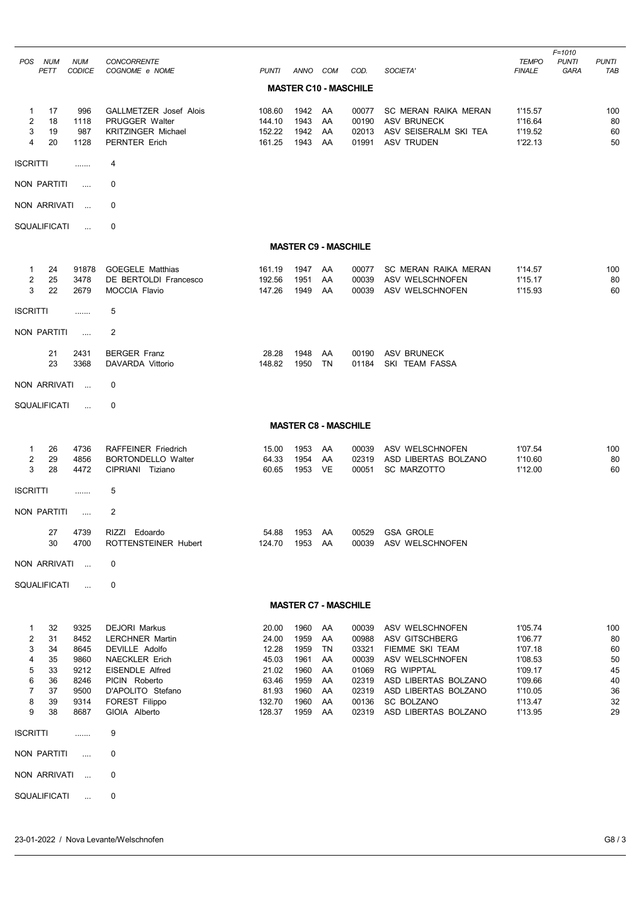| POS | NUM PETT | NUM CODICE | CONCORRENTE COGNOME e NOME | PUNTI | ANNO | COM | COD. | SOCIETA' | TEMPO FINALE | F=1010 PUNTI GARA | PUNTI TAB |
|---|---|---|---|---|---|---|---|---|---|---|---|

## MASTER C10 - MASCHILE

| POS | NUM PETT | NUM CODICE | CONCORRENTE COGNOME e NOME | PUNTI | ANNO | COM | COD. | SOCIETA' | TEMPO FINALE | F=1010 PUNTI GARA | PUNTI TAB |
|---|---|---|---|---|---|---|---|---|---|---|---|
| 1 | 17 | 996 | GALLMETZER Josef Alois | 108.60 | 1942 | AA | 00077 | SC MERAN RAIKA MERAN | 1'15.57 | | 100 |
| 2 | 18 | 1118 | PRUGGER Walter | 144.10 | 1943 | AA | 00190 | ASV BRUNECK | 1'16.64 | | 80 |
| 3 | 19 | 987 | KRITZINGER Michael | 152.22 | 1942 | AA | 02013 | ASV SEISERALM SKI TEA | 1'19.52 | | 60 |
| 4 | 20 | 1128 | PERNTER Erich | 161.25 | 1943 | AA | 01991 | ASV TRUDEN | 1'22.13 | | 50 |

ISCRITTI ....... 4

NON PARTITI .... 0

NON ARRIVATI ... 0

SQUALIFICATI ... 0

## MASTER C9 - MASCHILE

| POS | NUM PETT | NUM CODICE | CONCORRENTE COGNOME e NOME | PUNTI | ANNO | COM | COD. | SOCIETA' | TEMPO FINALE | F=1010 PUNTI GARA | PUNTI TAB |
|---|---|---|---|---|---|---|---|---|---|---|---|
| 1 | 24 | 91878 | GOEGELE Matthias | 161.19 | 1947 | AA | 00077 | SC MERAN RAIKA MERAN | 1'14.57 | | 100 |
| 2 | 25 | 3478 | DE BERTOLDI Francesco | 192.56 | 1951 | AA | 00039 | ASV WELSCHNOFEN | 1'15.17 | | 80 |
| 3 | 22 | 2679 | MOCCIA Flavio | 147.26 | 1949 | AA | 00039 | ASV WELSCHNOFEN | 1'15.93 | | 60 |

ISCRITTI ....... 5

NON PARTITI .... 2

| NUM PETT | NUM CODICE | CONCORRENTE COGNOME e NOME | PUNTI | ANNO | COM | COD. | SOCIETA' |
|---|---|---|---|---|---|---|---|
| 21 | 2431 | BERGER Franz | 28.28 | 1948 | AA | 00190 | ASV BRUNECK |
| 23 | 3368 | DAVARDA Vittorio | 148.82 | 1950 | TN | 01184 | SKI TEAM FASSA |

NON ARRIVATI ... 0

SQUALIFICATI ... 0

## MASTER C8 - MASCHILE

| POS | NUM PETT | NUM CODICE | CONCORRENTE COGNOME e NOME | PUNTI | ANNO | COM | COD. | SOCIETA' | TEMPO FINALE | F=1010 PUNTI GARA | PUNTI TAB |
|---|---|---|---|---|---|---|---|---|---|---|---|
| 1 | 26 | 4736 | RAFFEINER Friedrich | 15.00 | 1953 | AA | 00039 | ASV WELSCHNOFEN | 1'07.54 | | 100 |
| 2 | 29 | 4856 | BORTONDELLO Walter | 64.33 | 1954 | AA | 02319 | ASD LIBERTAS BOLZANO | 1'10.60 | | 80 |
| 3 | 28 | 4472 | CIPRIANI Tiziano | 60.65 | 1953 | VE | 00051 | SC MARZOTTO | 1'12.00 | | 60 |

ISCRITTI ....... 5

NON PARTITI .... 2

| NUM PETT | NUM CODICE | CONCORRENTE COGNOME e NOME | PUNTI | ANNO | COM | COD. | SOCIETA' |
|---|---|---|---|---|---|---|---|
| 27 | 4739 | RIZZI Edoardo | 54.88 | 1953 | AA | 00529 | GSA GROLE |
| 30 | 4700 | ROTTENSTEINER Hubert | 124.70 | 1953 | AA | 00039 | ASV WELSCHNOFEN |

NON ARRIVATI ... 0

SQUALIFICATI ... 0

## MASTER C7 - MASCHILE

| POS | NUM PETT | NUM CODICE | CONCORRENTE COGNOME e NOME | PUNTI | ANNO | COM | COD. | SOCIETA' | TEMPO FINALE | F=1010 PUNTI GARA | PUNTI TAB |
|---|---|---|---|---|---|---|---|---|---|---|---|
| 1 | 32 | 9325 | DEJORI Markus | 20.00 | 1960 | AA | 00039 | ASV WELSCHNOFEN | 1'05.74 | | 100 |
| 2 | 31 | 8452 | LERCHNER Martin | 24.00 | 1959 | AA | 00988 | ASV GITSCHBERG | 1'06.77 | | 80 |
| 3 | 34 | 8645 | DEVILLE Adolfo | 12.28 | 1959 | TN | 03321 | FIEMME SKI TEAM | 1'07.18 | | 60 |
| 4 | 35 | 9860 | NAECKLER Erich | 45.03 | 1961 | AA | 00039 | ASV WELSCHNOFEN | 1'08.53 | | 50 |
| 5 | 33 | 9212 | EISENDLE Alfred | 21.02 | 1960 | AA | 01069 | RG WIPPTAL | 1'09.17 | | 45 |
| 6 | 36 | 8246 | PICIN Roberto | 63.46 | 1959 | AA | 02319 | ASD LIBERTAS BOLZANO | 1'09.66 | | 40 |
| 7 | 37 | 9500 | D'APOLITO Stefano | 81.93 | 1960 | AA | 02319 | ASD LIBERTAS BOLZANO | 1'10.05 | | 36 |
| 8 | 39 | 9314 | FOREST Filippo | 132.70 | 1960 | AA | 00136 | SC BOLZANO | 1'13.47 | | 32 |
| 9 | 38 | 8687 | GIOIA Alberto | 128.37 | 1959 | AA | 02319 | ASD LIBERTAS BOLZANO | 1'13.95 | | 29 |

ISCRITTI ....... 9

NON PARTITI .... 0

NON ARRIVATI ... 0

SQUALIFICATI ... 0

23-01-2022 / Nova Levante/Welschnofen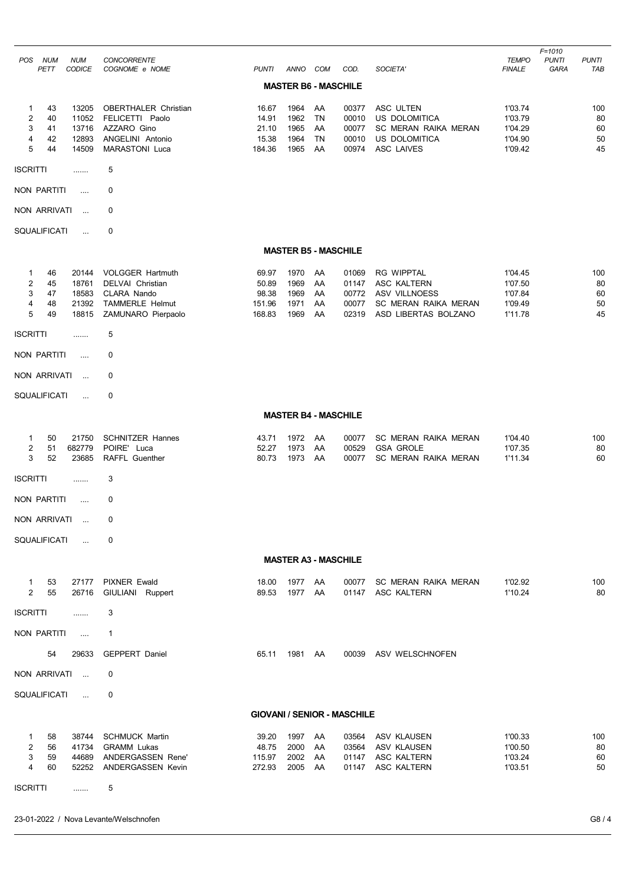| POS | NUM PETT | NUM CODICE | CONCORRENTE COGNOME e NOME | PUNTI | ANNO | COM | COD. | SOCIETA' | TEMPO FINALE | F=1010 PUNTI GARA | PUNTI TAB |
|---|---|---|---|---|---|---|---|---|---|---|---|

## MASTER B6 - MASCHILE

| POS | NUM PETT | NUM CODICE | CONCORRENTE COGNOME e NOME | PUNTI | ANNO | COM | COD. | SOCIETA' | TEMPO FINALE | F=1010 PUNTI GARA | PUNTI TAB |
|---|---|---|---|---|---|---|---|---|---|---|---|
| 1 | 43 | 13205 | OBERTHALER Christian | 16.67 | 1964 | AA | 00377 | ASC ULTEN | 1'03.74 | | 100 |
| 2 | 40 | 11052 | FELICETTI Paolo | 14.91 | 1962 | TN | 00010 | US DOLOMITICA | 1'03.79 | | 80 |
| 3 | 41 | 13716 | AZZARO Gino | 21.10 | 1965 | AA | 00077 | SC MERAN RAIKA MERAN | 1'04.29 | | 60 |
| 4 | 42 | 12893 | ANGELINI Antonio | 15.38 | 1964 | TN | 00010 | US DOLOMITICA | 1'04.90 | | 50 |
| 5 | 44 | 14509 | MARASTONI Luca | 184.36 | 1965 | AA | 00974 | ASC LAIVES | 1'09.42 | | 45 |

ISCRITTI ....... 5

NON PARTITI .... 0

NON ARRIVATI ... 0

SQUALIFICATI ... 0

## MASTER B5 - MASCHILE

| POS | NUM PETT | NUM CODICE | CONCORRENTE COGNOME e NOME | PUNTI | ANNO | COM | COD. | SOCIETA' | TEMPO FINALE | F=1010 PUNTI GARA | PUNTI TAB |
|---|---|---|---|---|---|---|---|---|---|---|---|
| 1 | 46 | 20144 | VOLGGER Hartmuth | 69.97 | 1970 | AA | 01069 | RG WIPPTAL | 1'04.45 | | 100 |
| 2 | 45 | 18761 | DELVAI Christian | 50.89 | 1969 | AA | 01147 | ASC KALTERN | 1'07.50 | | 80 |
| 3 | 47 | 18583 | CLARA Nando | 98.38 | 1969 | AA | 00772 | ASV VILLNOESS | 1'07.84 | | 60 |
| 4 | 48 | 21392 | TAMMERLE Helmut | 151.96 | 1971 | AA | 00077 | SC MERAN RAIKA MERAN | 1'09.49 | | 50 |
| 5 | 49 | 18815 | ZAMUNARO Pierpaolo | 168.83 | 1969 | AA | 02319 | ASD LIBERTAS BOLZANO | 1'11.78 | | 45 |

ISCRITTI ....... 5

NON PARTITI .... 0

NON ARRIVATI ... 0

SQUALIFICATI ... 0

## MASTER B4 - MASCHILE

| POS | NUM PETT | NUM CODICE | CONCORRENTE COGNOME e NOME | PUNTI | ANNO | COM | COD. | SOCIETA' | TEMPO FINALE | F=1010 PUNTI GARA | PUNTI TAB |
|---|---|---|---|---|---|---|---|---|---|---|---|
| 1 | 50 | 21750 | SCHNITZER Hannes | 43.71 | 1972 | AA | 00077 | SC MERAN RAIKA MERAN | 1'04.40 | | 100 |
| 2 | 51 | 682779 | POIRE' Luca | 52.27 | 1973 | AA | 00529 | GSA GROLE | 1'07.35 | | 80 |
| 3 | 52 | 23685 | RAFFL Guenther | 80.73 | 1973 | AA | 00077 | SC MERAN RAIKA MERAN | 1'11.34 | | 60 |

ISCRITTI ....... 3

NON PARTITI .... 0

NON ARRIVATI ... 0

SQUALIFICATI ... 0

## MASTER A3 - MASCHILE

| POS | NUM PETT | NUM CODICE | CONCORRENTE COGNOME e NOME | PUNTI | ANNO | COM | COD. | SOCIETA' | TEMPO FINALE | F=1010 PUNTI GARA | PUNTI TAB |
|---|---|---|---|---|---|---|---|---|---|---|---|
| 1 | 53 | 27177 | PIXNER Ewald | 18.00 | 1977 | AA | 00077 | SC MERAN RAIKA MERAN | 1'02.92 | | 100 |
| 2 | 55 | 26716 | GIULIANI Ruppert | 89.53 | 1977 | AA | 01147 | ASC KALTERN | 1'10.24 | | 80 |

ISCRITTI ....... 3

NON PARTITI .... 1

| | NUM PETT | NUM CODICE | CONCORRENTE COGNOME e NOME | PUNTI | ANNO | COM | COD. | SOCIETA' |
|---|---|---|---|---|---|---|---|---|
| | 54 | 29633 | GEPPERT Daniel | 65.11 | 1981 | AA | 00039 | ASV WELSCHNOFEN |

NON ARRIVATI ... 0

SQUALIFICATI ... 0

## GIOVANI / SENIOR - MASCHILE

| POS | NUM PETT | NUM CODICE | CONCORRENTE COGNOME e NOME | PUNTI | ANNO | COM | COD. | SOCIETA' | TEMPO FINALE | F=1010 PUNTI GARA | PUNTI TAB |
|---|---|---|---|---|---|---|---|---|---|---|---|
| 1 | 58 | 38744 | SCHMUCK Martin | 39.20 | 1997 | AA | 03564 | ASV KLAUSEN | 1'00.33 | | 100 |
| 2 | 56 | 41734 | GRAMM Lukas | 48.75 | 2000 | AA | 03564 | ASV KLAUSEN | 1'00.50 | | 80 |
| 3 | 59 | 44689 | ANDERGASSEN Rene' | 115.97 | 2002 | AA | 01147 | ASC KALTERN | 1'03.24 | | 60 |
| 4 | 60 | 52252 | ANDERGASSEN Kevin | 272.93 | 2005 | AA | 01147 | ASC KALTERN | 1'03.51 | | 50 |

ISCRITTI ....... 5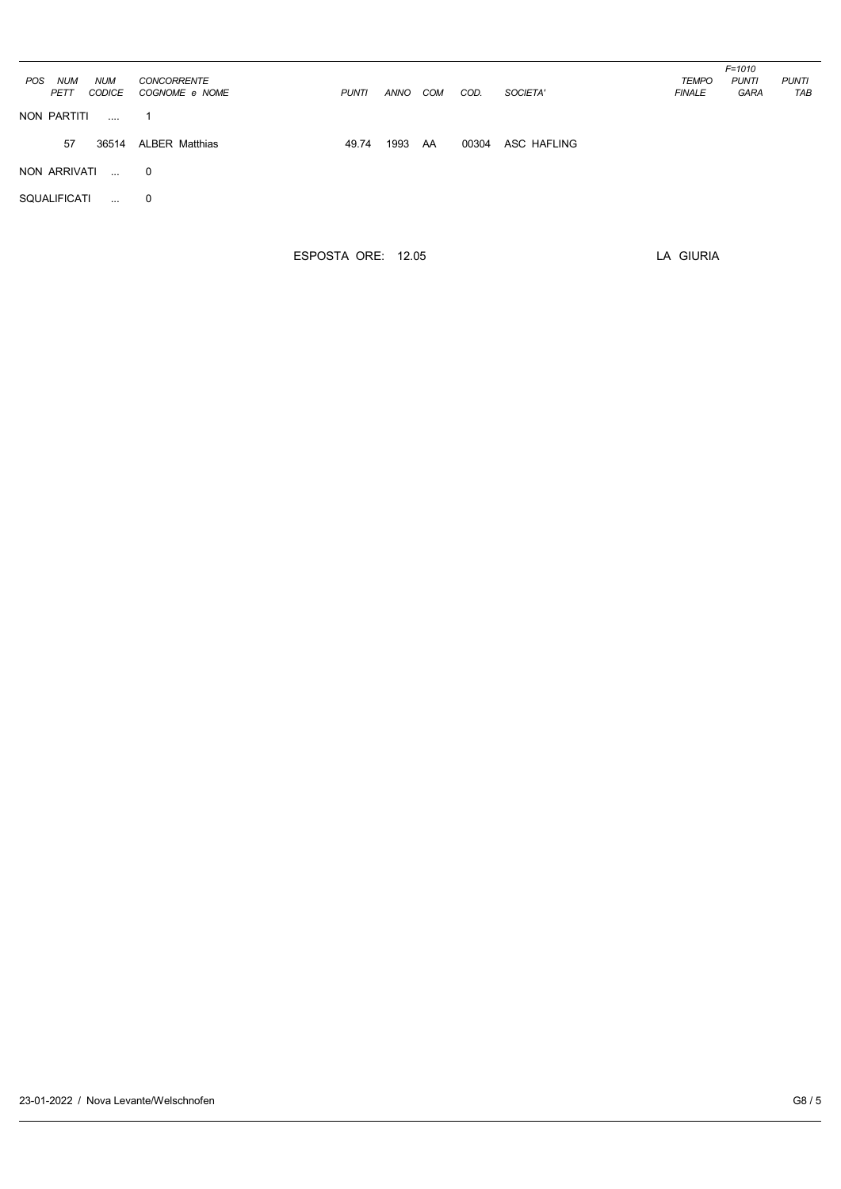| POS | NUM PETT | NUM CODICE | CONCORRENTE COGNOME e NOME | PUNTI | ANNO | COM | COD. | SOCIETA' | TEMPO FINALE | F=1010 PUNTI GARA | PUNTI TAB |
|---|---|---|---|---|---|---|---|---|---|---|---|
| NON PARTITI | | .... | 1 | | | | | | | | |
| | 57 | 36514 | ALBER Matthias | 49.74 | 1993 | AA | 00304 | ASC HAFLING | | | |
| NON ARRIVATI | | ... | 0 | | | | | | | | |
| SQUALIFICATI | | ... | 0 | | | | | | | | |

ESPOSTA ORE: 12.05

LA GIURIA

23-01-2022 / Nova Levante/Welschnofen